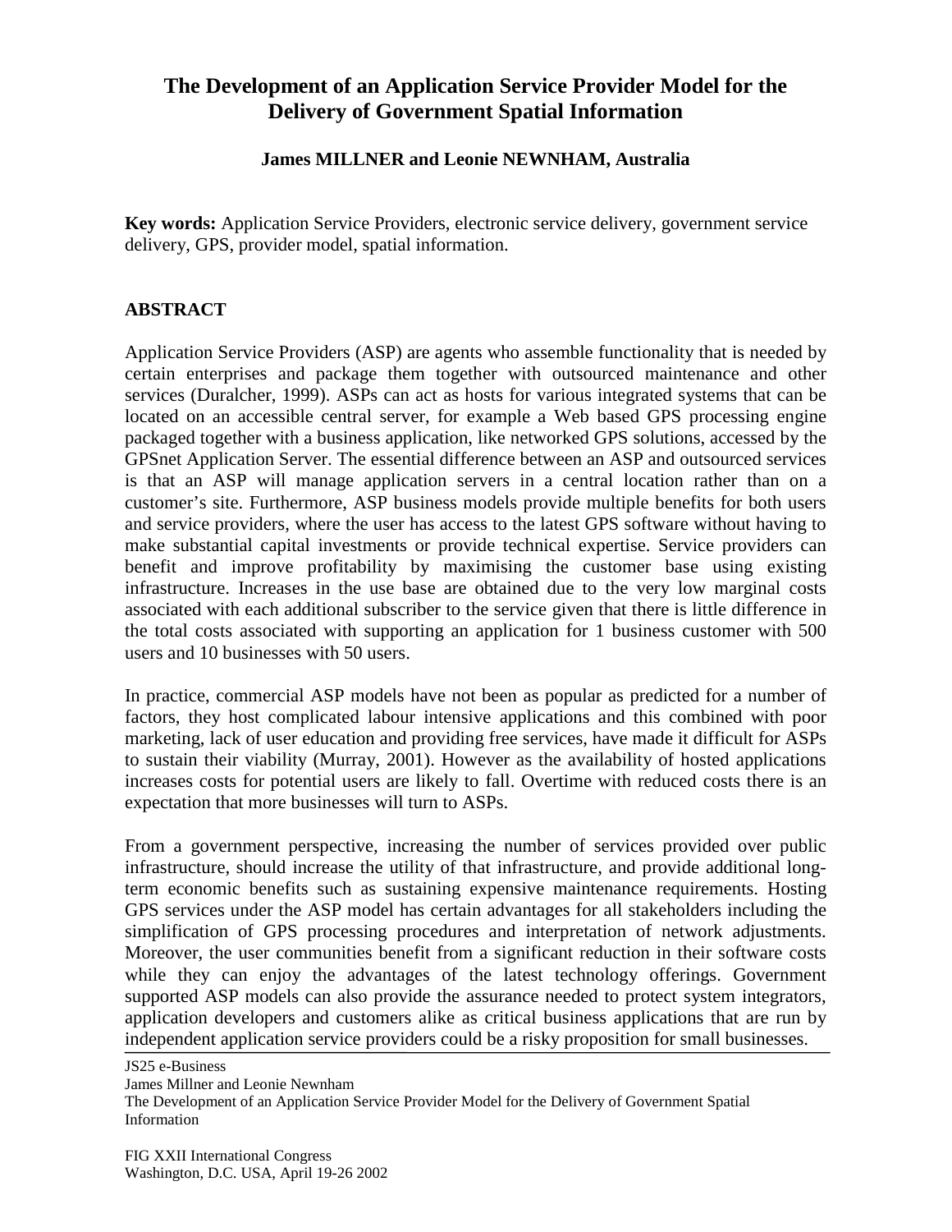# The Development of an Application Service Provider Model for the Delivery of Government Spatial Information

**James MILLNER and Leonie NEWNHAM, Australia**

**Key words:** Application Service Providers, electronic service delivery, government service delivery, GPS, provider model, spatial information.

## ABSTRACT

Application Service Providers (ASP) are agents who assemble functionality that is needed by certain enterprises and package them together with outsourced maintenance and other services (Duralcher, 1999). ASPs can act as hosts for various integrated systems that can be located on an accessible central server, for example a Web based GPS processing engine packaged together with a business application, like networked GPS solutions, accessed by the GPSnet Application Server. The essential difference between an ASP and outsourced services is that an ASP will manage application servers in a central location rather than on a customer's site. Furthermore, ASP business models provide multiple benefits for both users and service providers, where the user has access to the latest GPS software without having to make substantial capital investments or provide technical expertise. Service providers can benefit and improve profitability by maximising the customer base using existing infrastructure. Increases in the use base are obtained due to the very low marginal costs associated with each additional subscriber to the service given that there is little difference in the total costs associated with supporting an application for 1 business customer with 500 users and 10 businesses with 50 users.

In practice, commercial ASP models have not been as popular as predicted for a number of factors, they host complicated labour intensive applications and this combined with poor marketing, lack of user education and providing free services, have made it difficult for ASPs to sustain their viability (Murray, 2001). However as the availability of hosted applications increases costs for potential users are likely to fall. Overtime with reduced costs there is an expectation that more businesses will turn to ASPs.

From a government perspective, increasing the number of services provided over public infrastructure, should increase the utility of that infrastructure, and provide additional long-term economic benefits such as sustaining expensive maintenance requirements. Hosting GPS services under the ASP model has certain advantages for all stakeholders including the simplification of GPS processing procedures and interpretation of network adjustments. Moreover, the user communities benefit from a significant reduction in their software costs while they can enjoy the advantages of the latest technology offerings. Government supported ASP models can also provide the assurance needed to protect system integrators, application developers and customers alike as critical business applications that are run by independent application service providers could be a risky proposition for small businesses.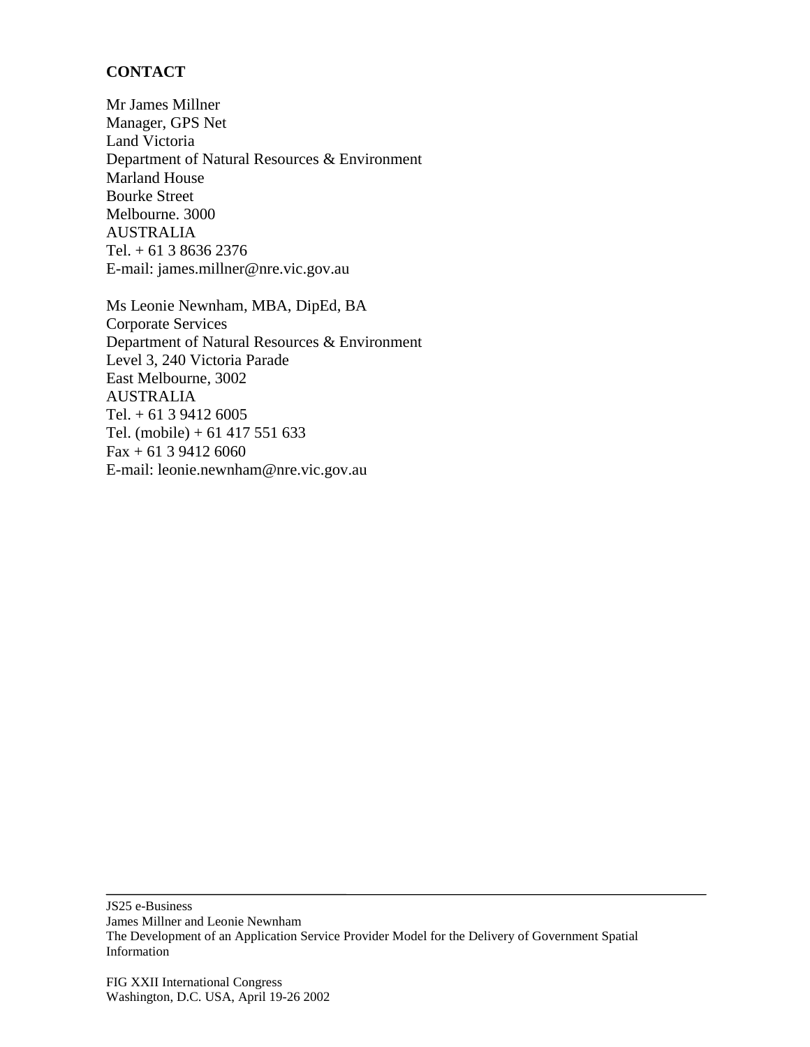**CONTACT**

Mr James Millner
Manager, GPS Net
Land Victoria
Department of Natural Resources & Environment
Marland House
Bourke Street
Melbourne. 3000
AUSTRALIA
Tel. + 61 3 8636 2376
E-mail: james.millner@nre.vic.gov.au

Ms Leonie Newnham, MBA, DipEd, BA
Corporate Services
Department of Natural Resources & Environment
Level 3, 240 Victoria Parade
East Melbourne, 3002
AUSTRALIA
Tel. + 61 3 9412 6005
Tel. (mobile) + 61 417 551 633
Fax + 61 3 9412 6060
E-mail: leonie.newnham@nre.vic.gov.au